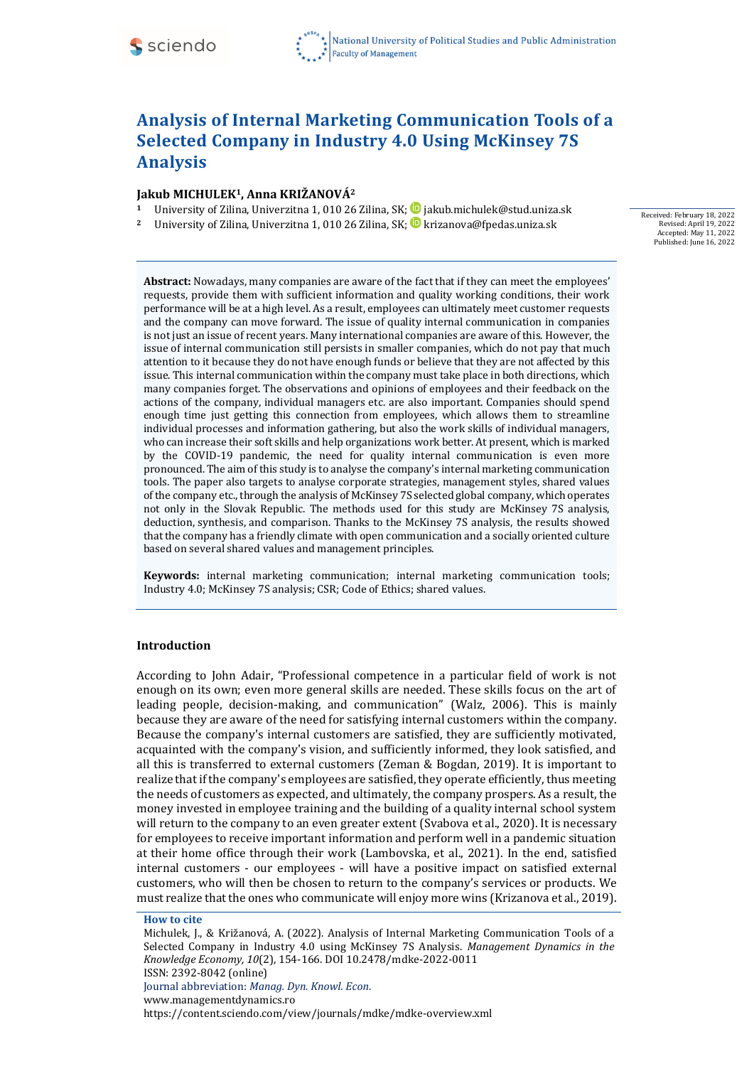# Analysis of Internal Marketing Communication Tools of a Selected Company in Industry 4.0 Using McKinsey 7S Analysis

**Jakub MICHULEK[1], Anna KRIŽANOVÁ[2]**

[1] University of Zilina, Univerzitna 1, 010 26 Zilina, SK; jakub.michulek@stud.uniza.sk

[2] University of Zilina, Univerzitna 1, 010 26 Zilina, SK; krizanova@fpedas.uniza.sk

Received: February 18, 2022
Revised: April 19, 2022
Accepted: May 11, 2022
Published: June 16, 2022

**Abstract:** Nowadays, many companies are aware of the fact that if they can meet the employees' requests, provide them with sufficient information and quality working conditions, their work performance will be at a high level. As a result, employees can ultimately meet customer requests and the company can move forward. The issue of quality internal communication in companies is not just an issue of recent years. Many international companies are aware of this. However, the issue of internal communication still persists in smaller companies, which do not pay that much attention to it because they do not have enough funds or believe that they are not affected by this issue. This internal communication within the company must take place in both directions, which many companies forget. The observations and opinions of employees and their feedback on the actions of the company, individual managers etc. are also important. Companies should spend enough time just getting this connection from employees, which allows them to streamline individual processes and information gathering, but also the work skills of individual managers, who can increase their soft skills and help organizations work better. At present, which is marked by the COVID-19 pandemic, the need for quality internal communication is even more pronounced. The aim of this study is to analyse the company's internal marketing communication tools. The paper also targets to analyse corporate strategies, management styles, shared values of the company etc., through the analysis of McKinsey 7S selected global company, which operates not only in the Slovak Republic. The methods used for this study are McKinsey 7S analysis, deduction, synthesis, and comparison. Thanks to the McKinsey 7S analysis, the results showed that the company has a friendly climate with open communication and a socially oriented culture based on several shared values and management principles.

**Keywords:** internal marketing communication; internal marketing communication tools; Industry 4.0; McKinsey 7S analysis; CSR; Code of Ethics; shared values.

## Introduction

According to John Adair, "Professional competence in a particular field of work is not enough on its own; even more general skills are needed. These skills focus on the art of leading people, decision-making, and communication" (Walz, 2006). This is mainly because they are aware of the need for satisfying internal customers within the company. Because the company's internal customers are satisfied, they are sufficiently motivated, acquainted with the company's vision, and sufficiently informed, they look satisfied, and all this is transferred to external customers (Zeman & Bogdan, 2019). It is important to realize that if the company's employees are satisfied, they operate efficiently, thus meeting the needs of customers as expected, and ultimately, the company prospers. As a result, the money invested in employee training and the building of a quality internal school system will return to the company to an even greater extent (Svabova et al., 2020). It is necessary for employees to receive important information and perform well in a pandemic situation at their home office through their work (Lambovska, et al., 2021). In the end, satisfied internal customers - our employees - will have a positive impact on satisfied external customers, who will then be chosen to return to the company's services or products. We must realize that the ones who communicate will enjoy more wins (Krizanova et al., 2019).

**How to cite**

Michulek, J., & Križanová, A. (2022). Analysis of Internal Marketing Communication Tools of a Selected Company in Industry 4.0 using McKinsey 7S Analysis. *Management Dynamics in the Knowledge Economy, 10*(2), 154-166. DOI 10.2478/mdke-2022-0011

ISSN: 2392-8042 (online)

Journal abbreviation: *Manag. Dyn. Knowl. Econ.*

www.managementdynamics.ro

https://content.sciendo.com/view/journals/mdke/mdke-overview.xml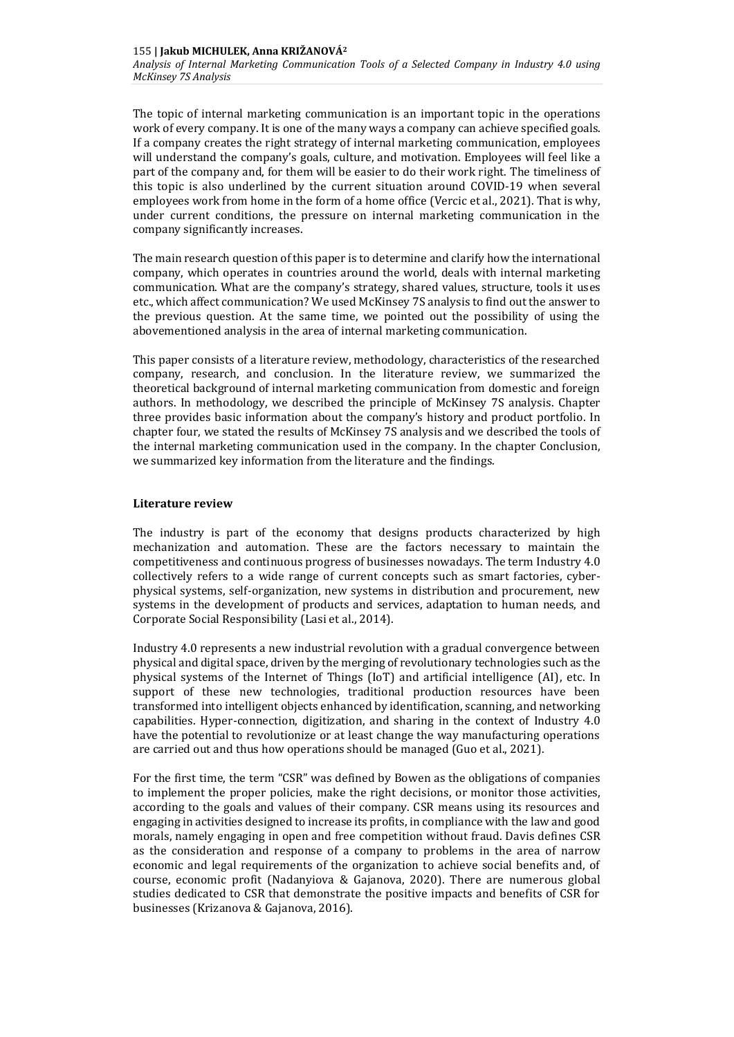The topic of internal marketing communication is an important topic in the operations work of every company. It is one of the many ways a company can achieve specified goals. If a company creates the right strategy of internal marketing communication, employees will understand the company's goals, culture, and motivation. Employees will feel like a part of the company and, for them will be easier to do their work right. The timeliness of this topic is also underlined by the current situation around COVID-19 when several employees work from home in the form of a home office (Vercic et al., 2021). That is why, under current conditions, the pressure on internal marketing communication in the company significantly increases.

The main research question of this paper is to determine and clarify how the international company, which operates in countries around the world, deals with internal marketing communication. What are the company's strategy, shared values, structure, tools it uses etc., which affect communication? We used McKinsey 7S analysis to find out the answer to the previous question. At the same time, we pointed out the possibility of using the abovementioned analysis in the area of internal marketing communication.

This paper consists of a literature review, methodology, characteristics of the researched company, research, and conclusion. In the literature review, we summarized the theoretical background of internal marketing communication from domestic and foreign authors. In methodology, we described the principle of McKinsey 7S analysis. Chapter three provides basic information about the company's history and product portfolio. In chapter four, we stated the results of McKinsey 7S analysis and we described the tools of the internal marketing communication used in the company. In the chapter Conclusion, we summarized key information from the literature and the findings.

## Literature review

The industry is part of the economy that designs products characterized by high mechanization and automation. These are the factors necessary to maintain the competitiveness and continuous progress of businesses nowadays. The term Industry 4.0 collectively refers to a wide range of current concepts such as smart factories, cyber-physical systems, self-organization, new systems in distribution and procurement, new systems in the development of products and services, adaptation to human needs, and Corporate Social Responsibility (Lasi et al., 2014).

Industry 4.0 represents a new industrial revolution with a gradual convergence between physical and digital space, driven by the merging of revolutionary technologies such as the physical systems of the Internet of Things (IoT) and artificial intelligence (AI), etc. In support of these new technologies, traditional production resources have been transformed into intelligent objects enhanced by identification, scanning, and networking capabilities. Hyper-connection, digitization, and sharing in the context of Industry 4.0 have the potential to revolutionize or at least change the way manufacturing operations are carried out and thus how operations should be managed (Guo et al., 2021).

For the first time, the term "CSR" was defined by Bowen as the obligations of companies to implement the proper policies, make the right decisions, or monitor those activities, according to the goals and values of their company. CSR means using its resources and engaging in activities designed to increase its profits, in compliance with the law and good morals, namely engaging in open and free competition without fraud. Davis defines CSR as the consideration and response of a company to problems in the area of narrow economic and legal requirements of the organization to achieve social benefits and, of course, economic profit (Nadanyiova & Gajanova, 2020). There are numerous global studies dedicated to CSR that demonstrate the positive impacts and benefits of CSR for businesses (Krizanova & Gajanova, 2016).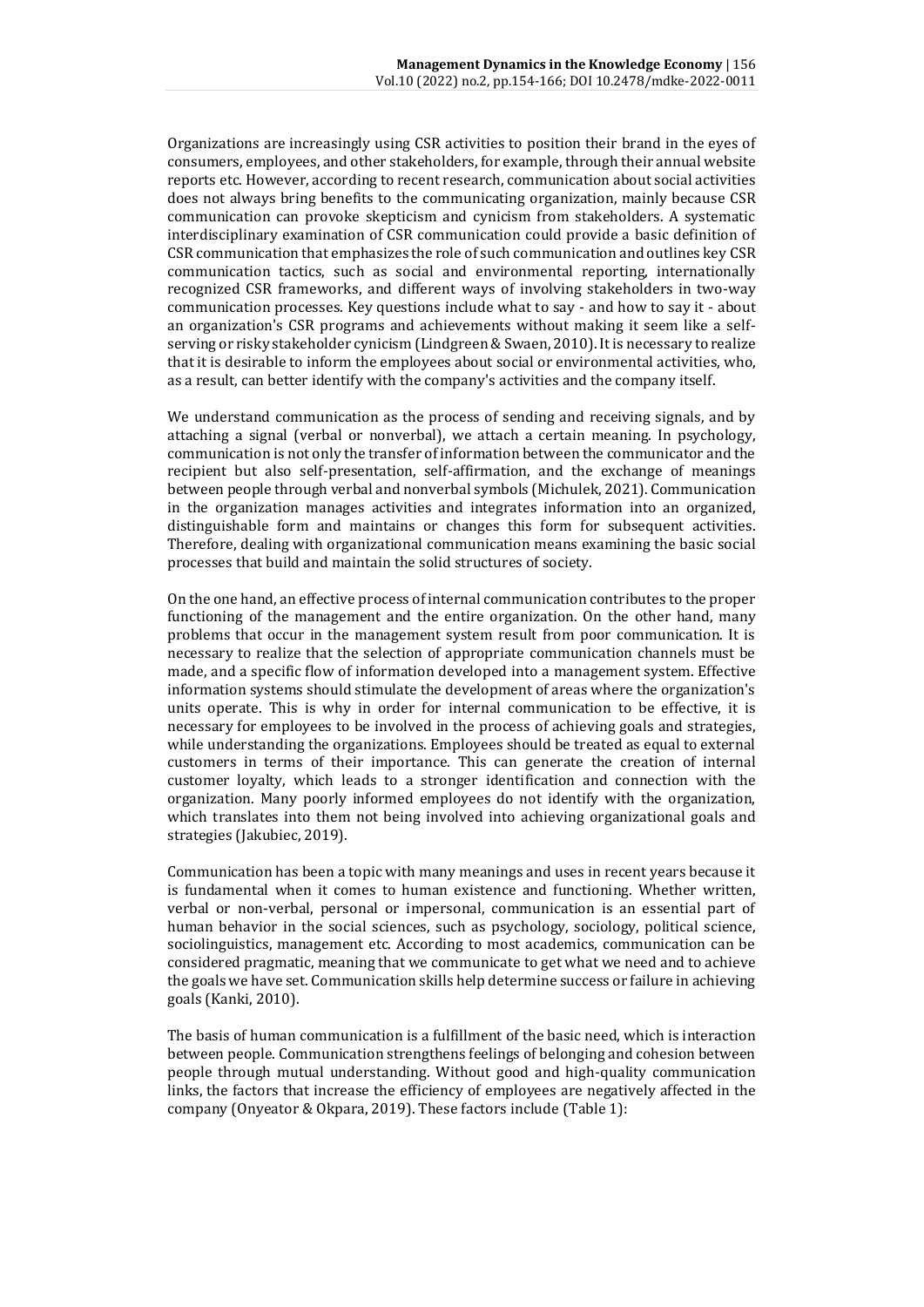Organizations are increasingly using CSR activities to position their brand in the eyes of consumers, employees, and other stakeholders, for example, through their annual website reports etc. However, according to recent research, communication about social activities does not always bring benefits to the communicating organization, mainly because CSR communication can provoke skepticism and cynicism from stakeholders. A systematic interdisciplinary examination of CSR communication could provide a basic definition of CSR communication that emphasizes the role of such communication and outlines key CSR communication tactics, such as social and environmental reporting, internationally recognized CSR frameworks, and different ways of involving stakeholders in two-way communication processes. Key questions include what to say - and how to say it - about an organization's CSR programs and achievements without making it seem like a self-serving or risky stakeholder cynicism (Lindgreen & Swaen, 2010). It is necessary to realize that it is desirable to inform the employees about social or environmental activities, who, as a result, can better identify with the company's activities and the company itself.

We understand communication as the process of sending and receiving signals, and by attaching a signal (verbal or nonverbal), we attach a certain meaning. In psychology, communication is not only the transfer of information between the communicator and the recipient but also self-presentation, self-affirmation, and the exchange of meanings between people through verbal and nonverbal symbols (Michulek, 2021). Communication in the organization manages activities and integrates information into an organized, distinguishable form and maintains or changes this form for subsequent activities. Therefore, dealing with organizational communication means examining the basic social processes that build and maintain the solid structures of society.

On the one hand, an effective process of internal communication contributes to the proper functioning of the management and the entire organization. On the other hand, many problems that occur in the management system result from poor communication. It is necessary to realize that the selection of appropriate communication channels must be made, and a specific flow of information developed into a management system. Effective information systems should stimulate the development of areas where the organization's units operate. This is why in order for internal communication to be effective, it is necessary for employees to be involved in the process of achieving goals and strategies, while understanding the organizations. Employees should be treated as equal to external customers in terms of their importance. This can generate the creation of internal customer loyalty, which leads to a stronger identification and connection with the organization. Many poorly informed employees do not identify with the organization, which translates into them not being involved into achieving organizational goals and strategies (Jakubiec, 2019).

Communication has been a topic with many meanings and uses in recent years because it is fundamental when it comes to human existence and functioning. Whether written, verbal or non-verbal, personal or impersonal, communication is an essential part of human behavior in the social sciences, such as psychology, sociology, political science, sociolinguistics, management etc. According to most academics, communication can be considered pragmatic, meaning that we communicate to get what we need and to achieve the goals we have set. Communication skills help determine success or failure in achieving goals (Kanki, 2010).

The basis of human communication is a fulfillment of the basic need, which is interaction between people. Communication strengthens feelings of belonging and cohesion between people through mutual understanding. Without good and high-quality communication links, the factors that increase the efficiency of employees are negatively affected in the company (Onyeator & Okpara, 2019). These factors include (Table 1):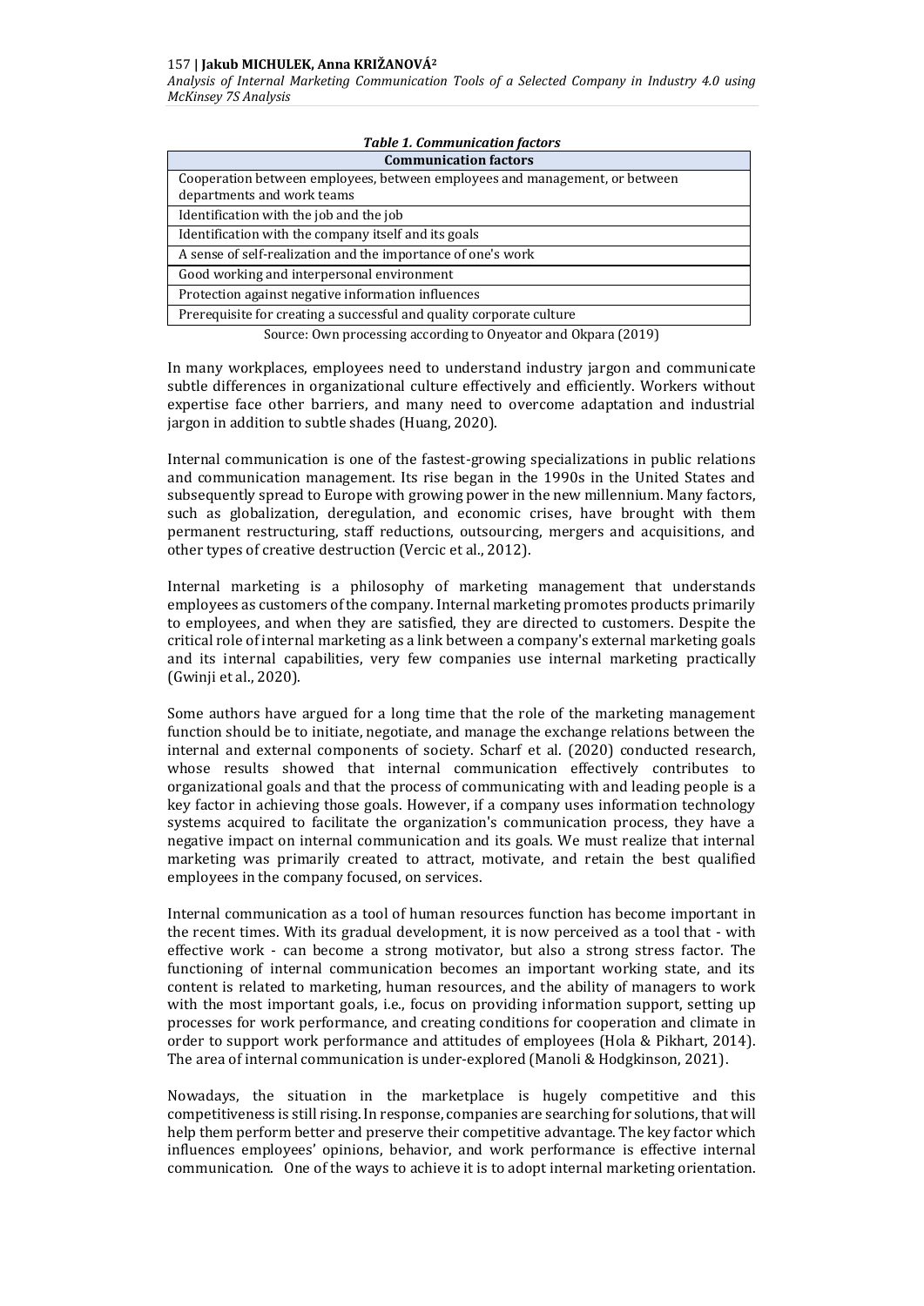*Table 1. Communication factors*

| Communication factors |
|---|
| Cooperation between employees, between employees and management, or between departments and work teams |
| Identification with the job and the job |
| Identification with the company itself and its goals |
| A sense of self-realization and the importance of one's work |
| Good working and interpersonal environment |
| Protection against negative information influences |
| Prerequisite for creating a successful and quality corporate culture |

Source: Own processing according to Onyeator and Okpara (2019)

In many workplaces, employees need to understand industry jargon and communicate subtle differences in organizational culture effectively and efficiently. Workers without expertise face other barriers, and many need to overcome adaptation and industrial jargon in addition to subtle shades (Huang, 2020).

Internal communication is one of the fastest-growing specializations in public relations and communication management. Its rise began in the 1990s in the United States and subsequently spread to Europe with growing power in the new millennium. Many factors, such as globalization, deregulation, and economic crises, have brought with them permanent restructuring, staff reductions, outsourcing, mergers and acquisitions, and other types of creative destruction (Vercic et al., 2012).

Internal marketing is a philosophy of marketing management that understands employees as customers of the company. Internal marketing promotes products primarily to employees, and when they are satisfied, they are directed to customers. Despite the critical role of internal marketing as a link between a company's external marketing goals and its internal capabilities, very few companies use internal marketing practically (Gwinji et al., 2020).

Some authors have argued for a long time that the role of the marketing management function should be to initiate, negotiate, and manage the exchange relations between the internal and external components of society. Scharf et al. (2020) conducted research, whose results showed that internal communication effectively contributes to organizational goals and that the process of communicating with and leading people is a key factor in achieving those goals. However, if a company uses information technology systems acquired to facilitate the organization's communication process, they have a negative impact on internal communication and its goals. We must realize that internal marketing was primarily created to attract, motivate, and retain the best qualified employees in the company focused, on services.

Internal communication as a tool of human resources function has become important in the recent times. With its gradual development, it is now perceived as a tool that - with effective work - can become a strong motivator, but also a strong stress factor. The functioning of internal communication becomes an important working state, and its content is related to marketing, human resources, and the ability of managers to work with the most important goals, i.e., focus on providing information support, setting up processes for work performance, and creating conditions for cooperation and climate in order to support work performance and attitudes of employees (Hola & Pikhart, 2014). The area of internal communication is under-explored (Manoli & Hodgkinson, 2021).

Nowadays, the situation in the marketplace is hugely competitive and this competitiveness is still rising. In response, companies are searching for solutions, that will help them perform better and preserve their competitive advantage. The key factor which influences employees' opinions, behavior, and work performance is effective internal communication. One of the ways to achieve it is to adopt internal marketing orientation.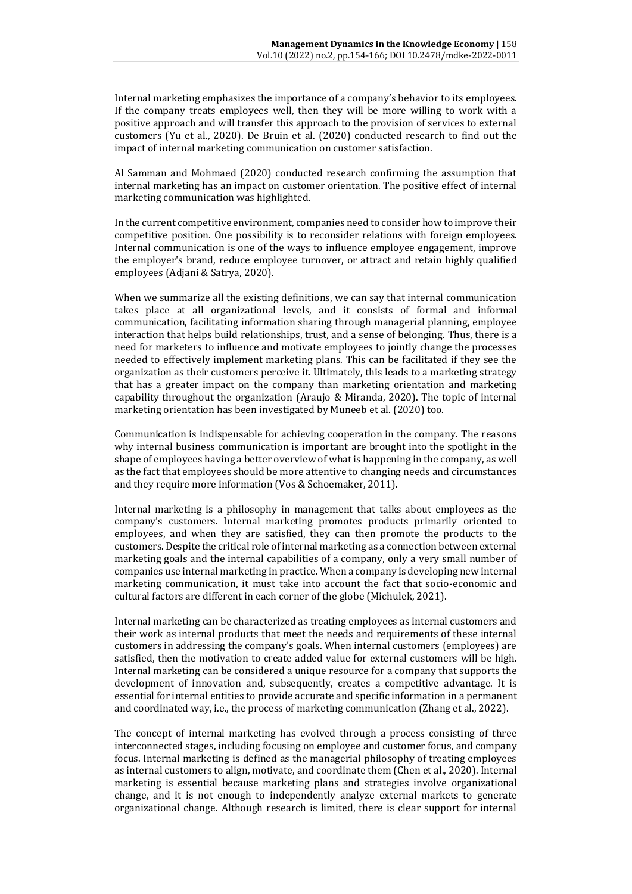Internal marketing emphasizes the importance of a company's behavior to its employees. If the company treats employees well, then they will be more willing to work with a positive approach and will transfer this approach to the provision of services to external customers (Yu et al., 2020). De Bruin et al. (2020) conducted research to find out the impact of internal marketing communication on customer satisfaction.

Al Samman and Mohmaed (2020) conducted research confirming the assumption that internal marketing has an impact on customer orientation. The positive effect of internal marketing communication was highlighted.

In the current competitive environment, companies need to consider how to improve their competitive position. One possibility is to reconsider relations with foreign employees. Internal communication is one of the ways to influence employee engagement, improve the employer's brand, reduce employee turnover, or attract and retain highly qualified employees (Adjani & Satrya, 2020).

When we summarize all the existing definitions, we can say that internal communication takes place at all organizational levels, and it consists of formal and informal communication, facilitating information sharing through managerial planning, employee interaction that helps build relationships, trust, and a sense of belonging. Thus, there is a need for marketers to influence and motivate employees to jointly change the processes needed to effectively implement marketing plans. This can be facilitated if they see the organization as their customers perceive it. Ultimately, this leads to a marketing strategy that has a greater impact on the company than marketing orientation and marketing capability throughout the organization (Araujo & Miranda, 2020). The topic of internal marketing orientation has been investigated by Muneeb et al. (2020) too.

Communication is indispensable for achieving cooperation in the company. The reasons why internal business communication is important are brought into the spotlight in the shape of employees having a better overview of what is happening in the company, as well as the fact that employees should be more attentive to changing needs and circumstances and they require more information (Vos & Schoemaker, 2011).

Internal marketing is a philosophy in management that talks about employees as the company's customers. Internal marketing promotes products primarily oriented to employees, and when they are satisfied, they can then promote the products to the customers. Despite the critical role of internal marketing as a connection between external marketing goals and the internal capabilities of a company, only a very small number of companies use internal marketing in practice. When a company is developing new internal marketing communication, it must take into account the fact that socio-economic and cultural factors are different in each corner of the globe (Michulek, 2021).

Internal marketing can be characterized as treating employees as internal customers and their work as internal products that meet the needs and requirements of these internal customers in addressing the company's goals. When internal customers (employees) are satisfied, then the motivation to create added value for external customers will be high. Internal marketing can be considered a unique resource for a company that supports the development of innovation and, subsequently, creates a competitive advantage. It is essential for internal entities to provide accurate and specific information in a permanent and coordinated way, i.e., the process of marketing communication (Zhang et al., 2022).

The concept of internal marketing has evolved through a process consisting of three interconnected stages, including focusing on employee and customer focus, and company focus. Internal marketing is defined as the managerial philosophy of treating employees as internal customers to align, motivate, and coordinate them (Chen et al., 2020). Internal marketing is essential because marketing plans and strategies involve organizational change, and it is not enough to independently analyze external markets to generate organizational change. Although research is limited, there is clear support for internal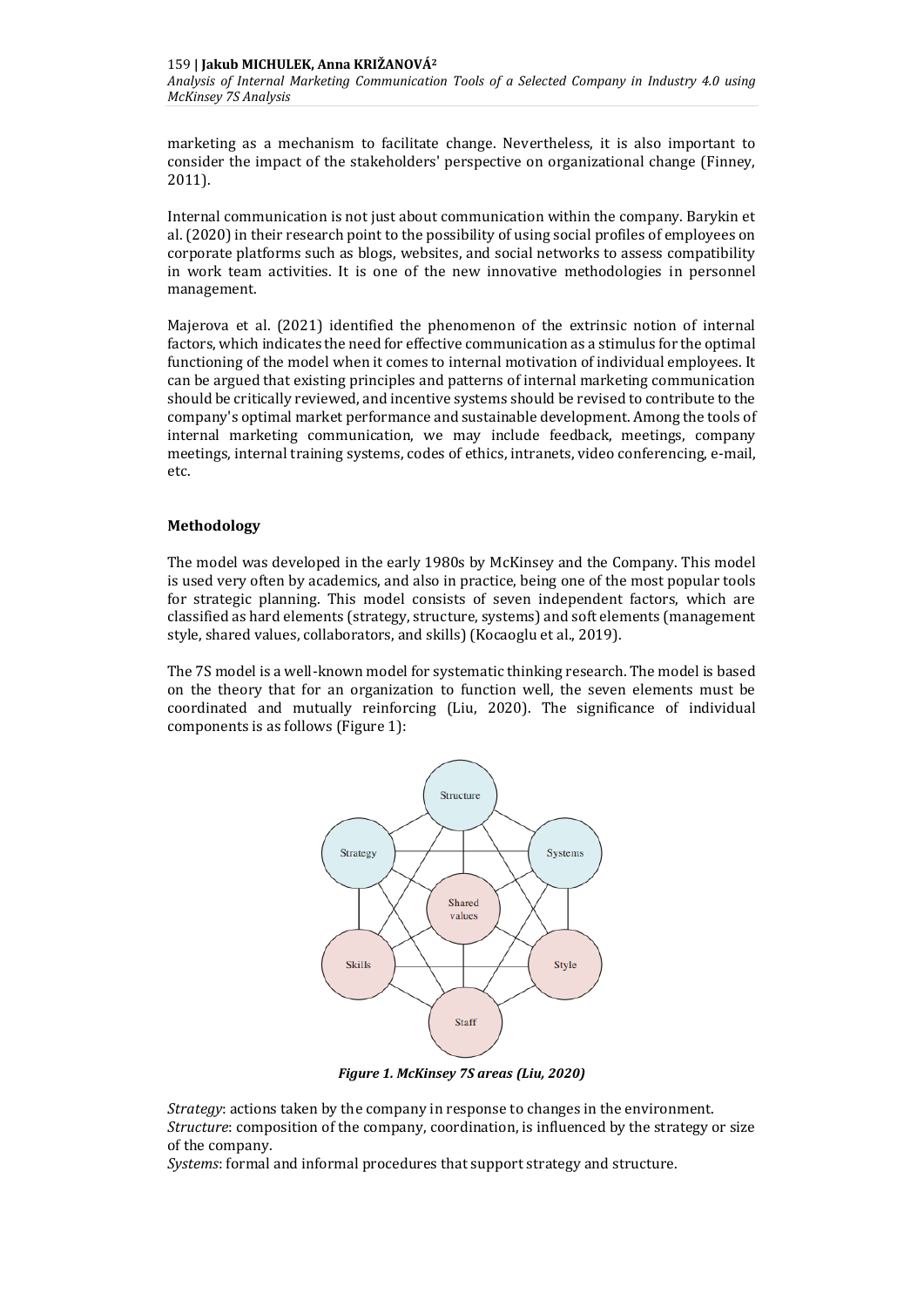marketing as a mechanism to facilitate change. Nevertheless, it is also important to consider the impact of the stakeholders' perspective on organizational change (Finney, 2011).

Internal communication is not just about communication within the company. Barykin et al. (2020) in their research point to the possibility of using social profiles of employees on corporate platforms such as blogs, websites, and social networks to assess compatibility in work team activities. It is one of the new innovative methodologies in personnel management.

Majerova et al. (2021) identified the phenomenon of the extrinsic notion of internal factors, which indicates the need for effective communication as a stimulus for the optimal functioning of the model when it comes to internal motivation of individual employees. It can be argued that existing principles and patterns of internal marketing communication should be critically reviewed, and incentive systems should be revised to contribute to the company's optimal market performance and sustainable development. Among the tools of internal marketing communication, we may include feedback, meetings, company meetings, internal training systems, codes of ethics, intranets, video conferencing, e-mail, etc.

## Methodology

The model was developed in the early 1980s by McKinsey and the Company. This model is used very often by academics, and also in practice, being one of the most popular tools for strategic planning. This model consists of seven independent factors, which are classified as hard elements (strategy, structure, systems) and soft elements (management style, shared values, collaborators, and skills) (Kocaoglu et al., 2019).

The 7S model is a well-known model for systematic thinking research. The model is based on the theory that for an organization to function well, the seven elements must be coordinated and mutually reinforcing (Liu, 2020). The significance of individual components is as follows (Figure 1):

Structure
Strategy
Systems
Shared values
Skills
Style
Staff

***Figure 1. McKinsey 7S areas (Liu, 2020)***

*Strategy*: actions taken by the company in response to changes in the environment.
*Structure*: composition of the company, coordination, is influenced by the strategy or size of the company.
*Systems*: formal and informal procedures that support strategy and structure.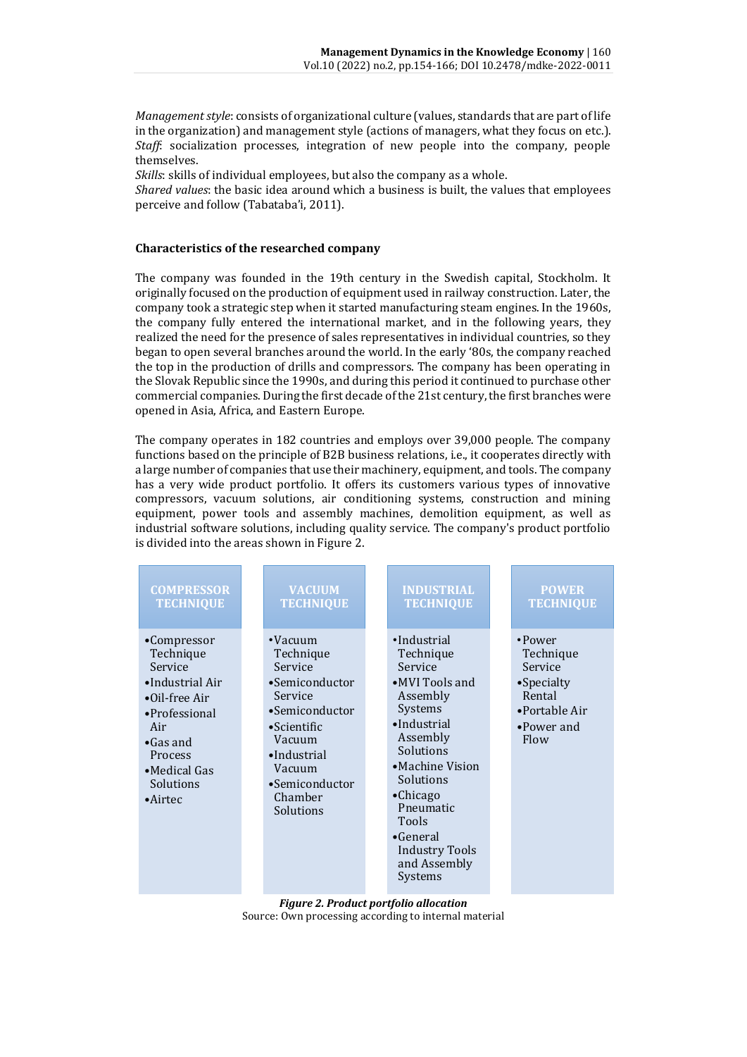*Management style*: consists of organizational culture (values, standards that are part of life in the organization) and management style (actions of managers, what they focus on etc.).
*Staff*: socialization processes, integration of new people into the company, people themselves.
*Skills*: skills of individual employees, but also the company as a whole.
*Shared values*: the basic idea around which a business is built, the values that employees perceive and follow (Tabataba'i, 2011).

**Characteristics of the researched company**

The company was founded in the 19th century in the Swedish capital, Stockholm. It originally focused on the production of equipment used in railway construction. Later, the company took a strategic step when it started manufacturing steam engines. In the 1960s, the company fully entered the international market, and in the following years, they realized the need for the presence of sales representatives in individual countries, so they began to open several branches around the world. In the early '80s, the company reached the top in the production of drills and compressors. The company has been operating in the Slovak Republic since the 1990s, and during this period it continued to purchase other commercial companies. During the first decade of the 21st century, the first branches were opened in Asia, Africa, and Eastern Europe.

The company operates in 182 countries and employs over 39,000 people. The company functions based on the principle of B2B business relations, i.e., it cooperates directly with a large number of companies that use their machinery, equipment, and tools. The company has a very wide product portfolio. It offers its customers various types of innovative compressors, vacuum solutions, air conditioning systems, construction and mining equipment, power tools and assembly machines, demolition equipment, as well as industrial software solutions, including quality service. The company's product portfolio is divided into the areas shown in Figure 2.

| COMPRESSOR TECHNIQUE | VACUUM TECHNIQUE | INDUSTRIAL TECHNIQUE | POWER TECHNIQUE |
|---|---|---|---|
| • Compressor Technique Service<br>• Industrial Air<br>• Oil-free Air<br>• Professional Air<br>• Gas and Process<br>• Medical Gas Solutions<br>• Airtec | • Vacuum Technique Service<br>• Semiconductor Service<br>• Semiconductor<br>• Scientific Vacuum<br>• Industrial Vacuum<br>• Semiconductor Chamber Solutions | • Industrial Technique Service<br>• MVI Tools and Assembly Systems<br>• Industrial Assembly Solutions<br>• Machine Vision Solutions<br>• Chicago Pneumatic Tools<br>• General Industry Tools and Assembly Systems | • Power Technique Service<br>• Specialty Rental<br>• Portable Air<br>• Power and Flow |

***Figure 2. Product portfolio allocation***
Source: Own processing according to internal material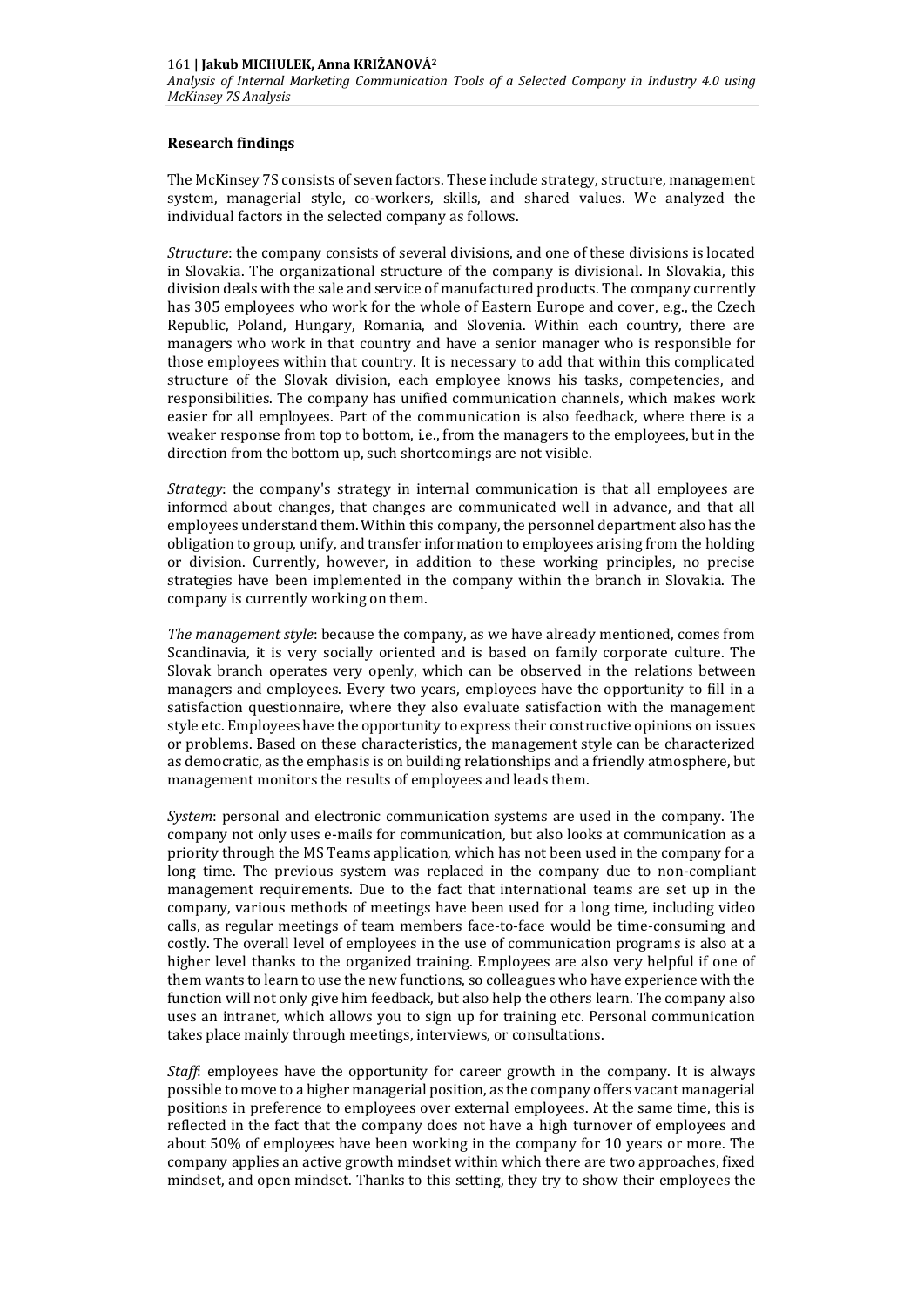## Research findings

The McKinsey 7S consists of seven factors. These include strategy, structure, management system, managerial style, co-workers, skills, and shared values. We analyzed the individual factors in the selected company as follows.

*Structure*: the company consists of several divisions, and one of these divisions is located in Slovakia. The organizational structure of the company is divisional. In Slovakia, this division deals with the sale and service of manufactured products. The company currently has 305 employees who work for the whole of Eastern Europe and cover, e.g., the Czech Republic, Poland, Hungary, Romania, and Slovenia. Within each country, there are managers who work in that country and have a senior manager who is responsible for those employees within that country. It is necessary to add that within this complicated structure of the Slovak division, each employee knows his tasks, competencies, and responsibilities. The company has unified communication channels, which makes work easier for all employees. Part of the communication is also feedback, where there is a weaker response from top to bottom, i.e., from the managers to the employees, but in the direction from the bottom up, such shortcomings are not visible.

*Strategy*: the company's strategy in internal communication is that all employees are informed about changes, that changes are communicated well in advance, and that all employees understand them. Within this company, the personnel department also has the obligation to group, unify, and transfer information to employees arising from the holding or division. Currently, however, in addition to these working principles, no precise strategies have been implemented in the company within the branch in Slovakia. The company is currently working on them.

*The management style*: because the company, as we have already mentioned, comes from Scandinavia, it is very socially oriented and is based on family corporate culture. The Slovak branch operates very openly, which can be observed in the relations between managers and employees. Every two years, employees have the opportunity to fill in a satisfaction questionnaire, where they also evaluate satisfaction with the management style etc. Employees have the opportunity to express their constructive opinions on issues or problems. Based on these characteristics, the management style can be characterized as democratic, as the emphasis is on building relationships and a friendly atmosphere, but management monitors the results of employees and leads them.

*System*: personal and electronic communication systems are used in the company. The company not only uses e-mails for communication, but also looks at communication as a priority through the MS Teams application, which has not been used in the company for a long time. The previous system was replaced in the company due to non-compliant management requirements. Due to the fact that international teams are set up in the company, various methods of meetings have been used for a long time, including video calls, as regular meetings of team members face-to-face would be time-consuming and costly. The overall level of employees in the use of communication programs is also at a higher level thanks to the organized training. Employees are also very helpful if one of them wants to learn to use the new functions, so colleagues who have experience with the function will not only give him feedback, but also help the others learn. The company also uses an intranet, which allows you to sign up for training etc. Personal communication takes place mainly through meetings, interviews, or consultations.

*Staff*: employees have the opportunity for career growth in the company. It is always possible to move to a higher managerial position, as the company offers vacant managerial positions in preference to employees over external employees. At the same time, this is reflected in the fact that the company does not have a high turnover of employees and about 50% of employees have been working in the company for 10 years or more. The company applies an active growth mindset within which there are two approaches, fixed mindset, and open mindset. Thanks to this setting, they try to show their employees the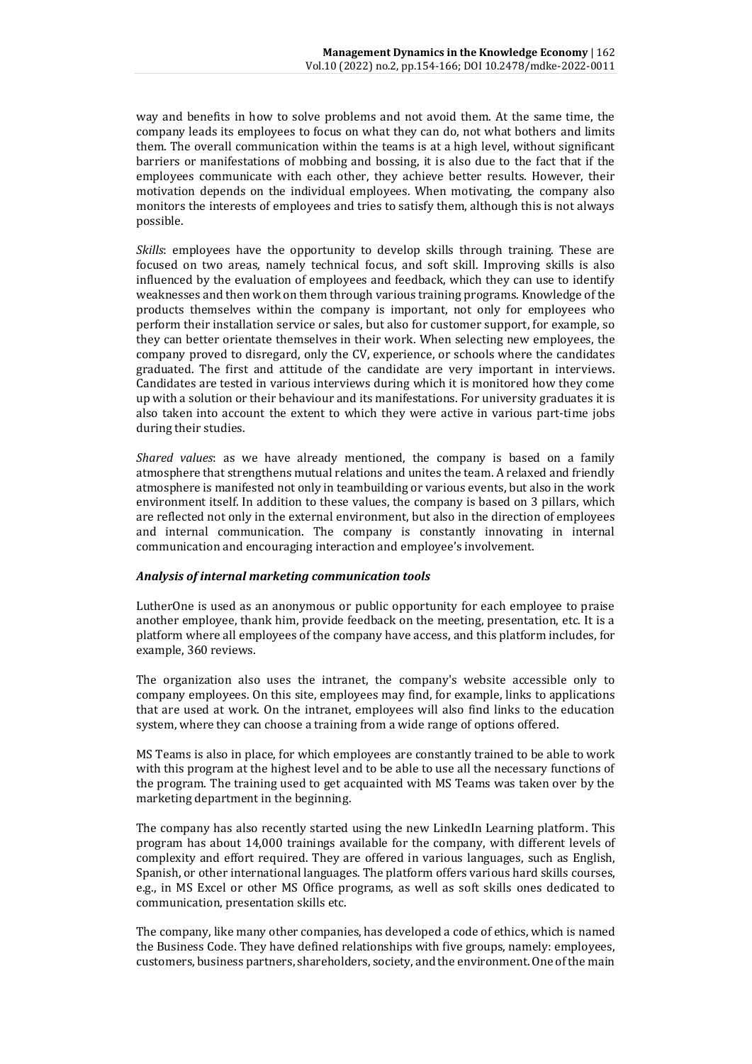way and benefits in how to solve problems and not avoid them. At the same time, the company leads its employees to focus on what they can do, not what bothers and limits them. The overall communication within the teams is at a high level, without significant barriers or manifestations of mobbing and bossing, it is also due to the fact that if the employees communicate with each other, they achieve better results. However, their motivation depends on the individual employees. When motivating, the company also monitors the interests of employees and tries to satisfy them, although this is not always possible.

*Skills*: employees have the opportunity to develop skills through training. These are focused on two areas, namely technical focus, and soft skill. Improving skills is also influenced by the evaluation of employees and feedback, which they can use to identify weaknesses and then work on them through various training programs. Knowledge of the products themselves within the company is important, not only for employees who perform their installation service or sales, but also for customer support, for example, so they can better orientate themselves in their work. When selecting new employees, the company proved to disregard, only the CV, experience, or schools where the candidates graduated. The first and attitude of the candidate are very important in interviews. Candidates are tested in various interviews during which it is monitored how they come up with a solution or their behaviour and its manifestations. For university graduates it is also taken into account the extent to which they were active in various part-time jobs during their studies.

*Shared values*: as we have already mentioned, the company is based on a family atmosphere that strengthens mutual relations and unites the team. A relaxed and friendly atmosphere is manifested not only in teambuilding or various events, but also in the work environment itself. In addition to these values, the company is based on 3 pillars, which are reflected not only in the external environment, but also in the direction of employees and internal communication. The company is constantly innovating in internal communication and encouraging interaction and employee's involvement.

#### ***Analysis of internal marketing communication tools***

LutherOne is used as an anonymous or public opportunity for each employee to praise another employee, thank him, provide feedback on the meeting, presentation, etc. It is a platform where all employees of the company have access, and this platform includes, for example, 360 reviews.

The organization also uses the intranet, the company's website accessible only to company employees. On this site, employees may find, for example, links to applications that are used at work. On the intranet, employees will also find links to the education system, where they can choose a training from a wide range of options offered.

MS Teams is also in place, for which employees are constantly trained to be able to work with this program at the highest level and to be able to use all the necessary functions of the program. The training used to get acquainted with MS Teams was taken over by the marketing department in the beginning.

The company has also recently started using the new LinkedIn Learning platform. This program has about 14,000 trainings available for the company, with different levels of complexity and effort required. They are offered in various languages, such as English, Spanish, or other international languages. The platform offers various hard skills courses, e.g., in MS Excel or other MS Office programs, as well as soft skills ones dedicated to communication, presentation skills etc.

The company, like many other companies, has developed a code of ethics, which is named the Business Code. They have defined relationships with five groups, namely: employees, customers, business partners, shareholders, society, and the environment. One of the main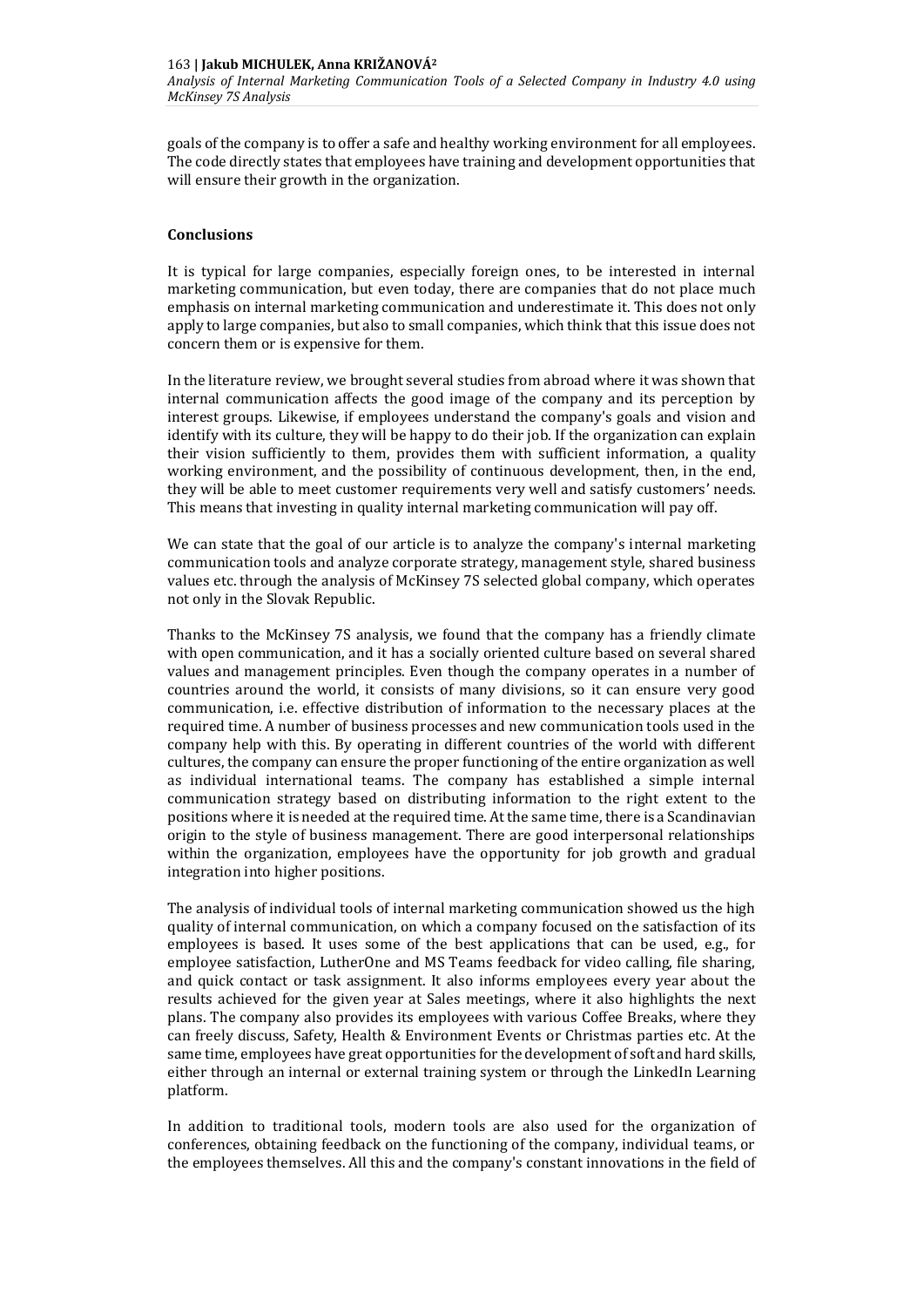goals of the company is to offer a safe and healthy working environment for all employees. The code directly states that employees have training and development opportunities that will ensure their growth in the organization.

## Conclusions

It is typical for large companies, especially foreign ones, to be interested in internal marketing communication, but even today, there are companies that do not place much emphasis on internal marketing communication and underestimate it. This does not only apply to large companies, but also to small companies, which think that this issue does not concern them or is expensive for them.

In the literature review, we brought several studies from abroad where it was shown that internal communication affects the good image of the company and its perception by interest groups. Likewise, if employees understand the company's goals and vision and identify with its culture, they will be happy to do their job. If the organization can explain their vision sufficiently to them, provides them with sufficient information, a quality working environment, and the possibility of continuous development, then, in the end, they will be able to meet customer requirements very well and satisfy customers' needs. This means that investing in quality internal marketing communication will pay off.

We can state that the goal of our article is to analyze the company's internal marketing communication tools and analyze corporate strategy, management style, shared business values etc. through the analysis of McKinsey 7S selected global company, which operates not only in the Slovak Republic.

Thanks to the McKinsey 7S analysis, we found that the company has a friendly climate with open communication, and it has a socially oriented culture based on several shared values and management principles. Even though the company operates in a number of countries around the world, it consists of many divisions, so it can ensure very good communication, i.e. effective distribution of information to the necessary places at the required time. A number of business processes and new communication tools used in the company help with this. By operating in different countries of the world with different cultures, the company can ensure the proper functioning of the entire organization as well as individual international teams. The company has established a simple internal communication strategy based on distributing information to the right extent to the positions where it is needed at the required time. At the same time, there is a Scandinavian origin to the style of business management. There are good interpersonal relationships within the organization, employees have the opportunity for job growth and gradual integration into higher positions.

The analysis of individual tools of internal marketing communication showed us the high quality of internal communication, on which a company focused on the satisfaction of its employees is based. It uses some of the best applications that can be used, e.g., for employee satisfaction, LutherOne and MS Teams feedback for video calling, file sharing, and quick contact or task assignment. It also informs employees every year about the results achieved for the given year at Sales meetings, where it also highlights the next plans. The company also provides its employees with various Coffee Breaks, where they can freely discuss, Safety, Health & Environment Events or Christmas parties etc. At the same time, employees have great opportunities for the development of soft and hard skills, either through an internal or external training system or through the LinkedIn Learning platform.

In addition to traditional tools, modern tools are also used for the organization of conferences, obtaining feedback on the functioning of the company, individual teams, or the employees themselves. All this and the company's constant innovations in the field of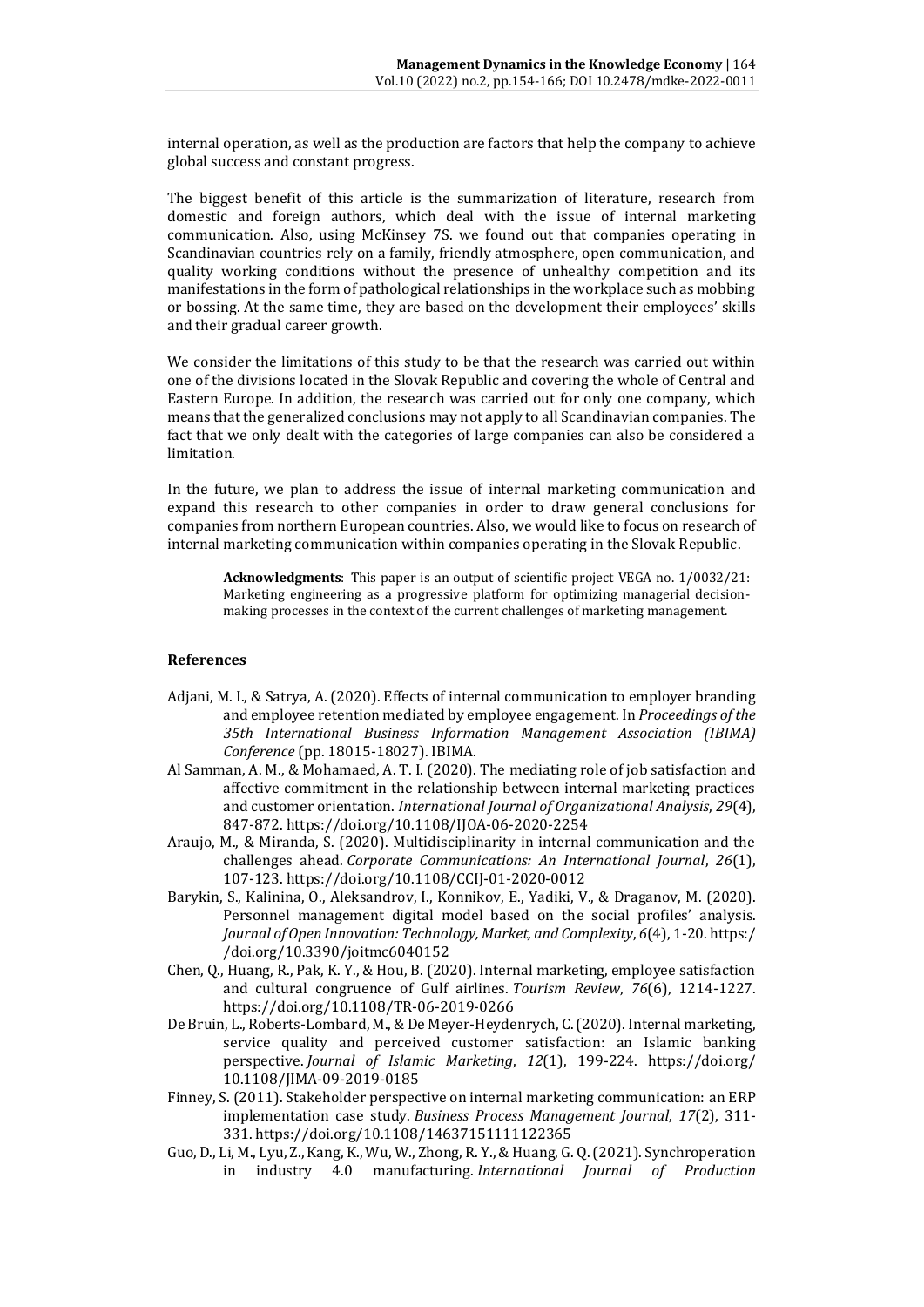internal operation, as well as the production are factors that help the company to achieve global success and constant progress.

The biggest benefit of this article is the summarization of literature, research from domestic and foreign authors, which deal with the issue of internal marketing communication. Also, using McKinsey 7S. we found out that companies operating in Scandinavian countries rely on a family, friendly atmosphere, open communication, and quality working conditions without the presence of unhealthy competition and its manifestations in the form of pathological relationships in the workplace such as mobbing or bossing. At the same time, they are based on the development their employees' skills and their gradual career growth.

We consider the limitations of this study to be that the research was carried out within one of the divisions located in the Slovak Republic and covering the whole of Central and Eastern Europe. In addition, the research was carried out for only one company, which means that the generalized conclusions may not apply to all Scandinavian companies. The fact that we only dealt with the categories of large companies can also be considered a limitation.

In the future, we plan to address the issue of internal marketing communication and expand this research to other companies in order to draw general conclusions for companies from northern European countries. Also, we would like to focus on research of internal marketing communication within companies operating in the Slovak Republic.

> **Acknowledgments**: This paper is an output of scientific project VEGA no. 1/0032/21: Marketing engineering as a progressive platform for optimizing managerial decision-making processes in the context of the current challenges of marketing management.

### References

Adjani, M. I., & Satrya, A. (2020). Effects of internal communication to employer branding and employee retention mediated by employee engagement. In *Proceedings of the 35th International Business Information Management Association (IBIMA) Conference* (pp. 18015-18027). IBIMA.

Al Samman, A. M., & Mohamaed, A. T. I. (2020). The mediating role of job satisfaction and affective commitment in the relationship between internal marketing practices and customer orientation. *International Journal of Organizational Analysis*, *29*(4), 847-872. https://doi.org/10.1108/IJOA-06-2020-2254

Araujo, M., & Miranda, S. (2020). Multidisciplinarity in internal communication and the challenges ahead. *Corporate Communications: An International Journal*, *26*(1), 107-123. https://doi.org/10.1108/CCIJ-01-2020-0012

Barykin, S., Kalinina, O., Aleksandrov, I., Konnikov, E., Yadiki, V., & Draganov, M. (2020). Personnel management digital model based on the social profiles' analysis. *Journal of Open Innovation: Technology, Market, and Complexity*, *6*(4), 1-20. https://doi.org/10.3390/joitmc6040152

Chen, Q., Huang, R., Pak, K. Y., & Hou, B. (2020). Internal marketing, employee satisfaction and cultural congruence of Gulf airlines. *Tourism Review*, *76*(6), 1214-1227. https://doi.org/10.1108/TR-06-2019-0266

De Bruin, L., Roberts-Lombard, M., & De Meyer-Heydenrych, C. (2020). Internal marketing, service quality and perceived customer satisfaction: an Islamic banking perspective. *Journal of Islamic Marketing*, *12*(1), 199-224. https://doi.org/10.1108/JIMA-09-2019-0185

Finney, S. (2011). Stakeholder perspective on internal marketing communication: an ERP implementation case study. *Business Process Management Journal*, *17*(2), 311-331. https://doi.org/10.1108/14637151111122365

Guo, D., Li, M., Lyu, Z., Kang, K., Wu, W., Zhong, R. Y., & Huang, G. Q. (2021). Synchroperation in industry 4.0 manufacturing. *International Journal of Production*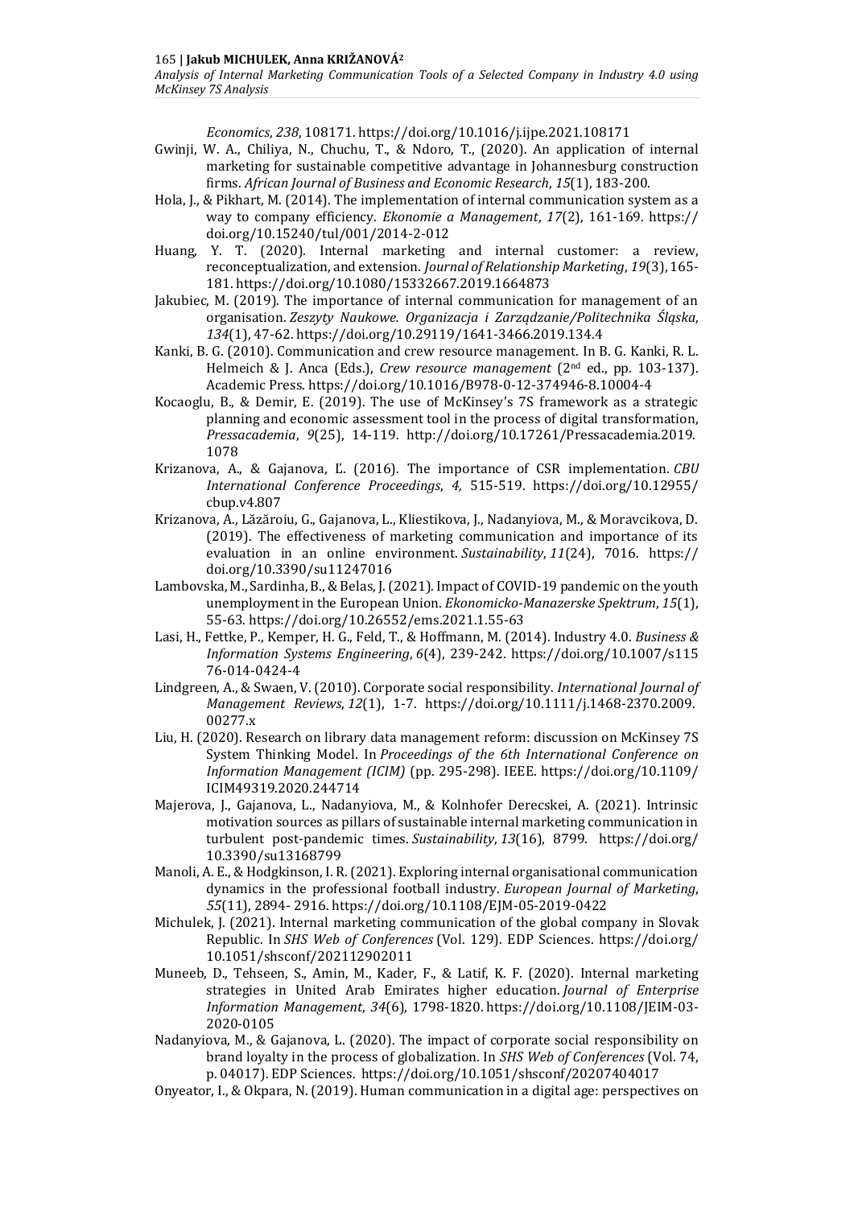*Economics*, *238*, 108171. https://doi.org/10.1016/j.ijpe.2021.108171

Gwinji, W. A., Chiliya, N., Chuchu, T., & Ndoro, T., (2020). An application of internal marketing for sustainable competitive advantage in Johannesburg construction firms. *African Journal of Business and Economic Research*, *15*(1), 183-200.

Hola, J., & Pikhart, M. (2014). The implementation of internal communication system as a way to company efficiency. *Ekonomie a Management*, *17*(2), 161-169. https://doi.org/10.15240/tul/001/2014-2-012

Huang, Y. T. (2020). Internal marketing and internal customer: a review, reconceptualization, and extension. *Journal of Relationship Marketing*, *19*(3), 165-181. https://doi.org/10.1080/15332667.2019.1664873

Jakubiec, M. (2019). The importance of internal communication for management of an organisation. *Zeszyty Naukowe. Organizacja i Zarządzanie/Politechnika Śląska*, *134*(1), 47-62. https://doi.org/10.29119/1641-3466.2019.134.4

Kanki, B. G. (2010). Communication and crew resource management. In B. G. Kanki, R. L. Helmeich & J. Anca (Eds.), *Crew resource management* (2nd ed., pp. 103-137). Academic Press. https://doi.org/10.1016/B978-0-12-374946-8.10004-4

Kocaoglu, B., & Demir, E. (2019). The use of McKinsey's 7S framework as a strategic planning and economic assessment tool in the process of digital transformation, *Pressacademia*, *9*(25), 14-119. http://doi.org/10.17261/Pressacademia.2019.1078

Krizanova, A., & Gajanova, Ľ. (2016). The importance of CSR implementation. *CBU International Conference Proceedings*, *4,* 515-519. https://doi.org/10.12955/cbup.v4.807

Krizanova, A., Lăzăroiu, G., Gajanova, L., Kliestikova, J., Nadanyiova, M., & Moravcikova, D. (2019). The effectiveness of marketing communication and importance of its evaluation in an online environment. *Sustainability*, *11*(24), 7016. https://doi.org/10.3390/su11247016

Lambovska, M., Sardinha, B., & Belas, J. (2021). Impact of COVID-19 pandemic on the youth unemployment in the European Union. *Ekonomicko-Manazerske Spektrum*, *15*(1), 55-63. https://doi.org/10.26552/ems.2021.1.55-63

Lasi, H., Fettke, P., Kemper, H. G., Feld, T., & Hoffmann, M. (2014). Industry 4.0. *Business & Information Systems Engineering*, *6*(4), 239-242. https://doi.org/10.1007/s11576-014-0424-4

Lindgreen, A., & Swaen, V. (2010). Corporate social responsibility. *International Journal of Management Reviews*, *12*(1), 1-7. https://doi.org/10.1111/j.1468-2370.2009.00277.x

Liu, H. (2020). Research on library data management reform: discussion on McKinsey 7S System Thinking Model. In *Proceedings of the 6th International Conference on Information Management (ICIM)* (pp. 295-298). IEEE. https://doi.org/10.1109/ICIM49319.2020.244714

Majerova, J., Gajanova, L., Nadanyiova, M., & Kolnhofer Derecskei, A. (2021). Intrinsic motivation sources as pillars of sustainable internal marketing communication in turbulent post-pandemic times. *Sustainability*, *13*(16), 8799. https://doi.org/10.3390/su13168799

Manoli, A. E., & Hodgkinson, I. R. (2021). Exploring internal organisational communication dynamics in the professional football industry. *European Journal of Marketing*, *55*(11), 2894- 2916. https://doi.org/10.1108/EJM-05-2019-0422

Michulek, J. (2021). Internal marketing communication of the global company in Slovak Republic. In *SHS Web of Conferences* (Vol. 129). EDP Sciences. https://doi.org/10.1051/shsconf/202112902011

Muneeb, D., Tehseen, S., Amin, M., Kader, F., & Latif, K. F. (2020). Internal marketing strategies in United Arab Emirates higher education. *Journal of Enterprise Information Management*, *34*(6), 1798-1820. https://doi.org/10.1108/JEIM-03-2020-0105

Nadanyiova, M., & Gajanova, L. (2020). The impact of corporate social responsibility on brand loyalty in the process of globalization. In *SHS Web of Conferences* (Vol. 74, p. 04017). EDP Sciences. https://doi.org/10.1051/shsconf/20207404017

Onyeator, I., & Okpara, N. (2019). Human communication in a digital age: perspectives on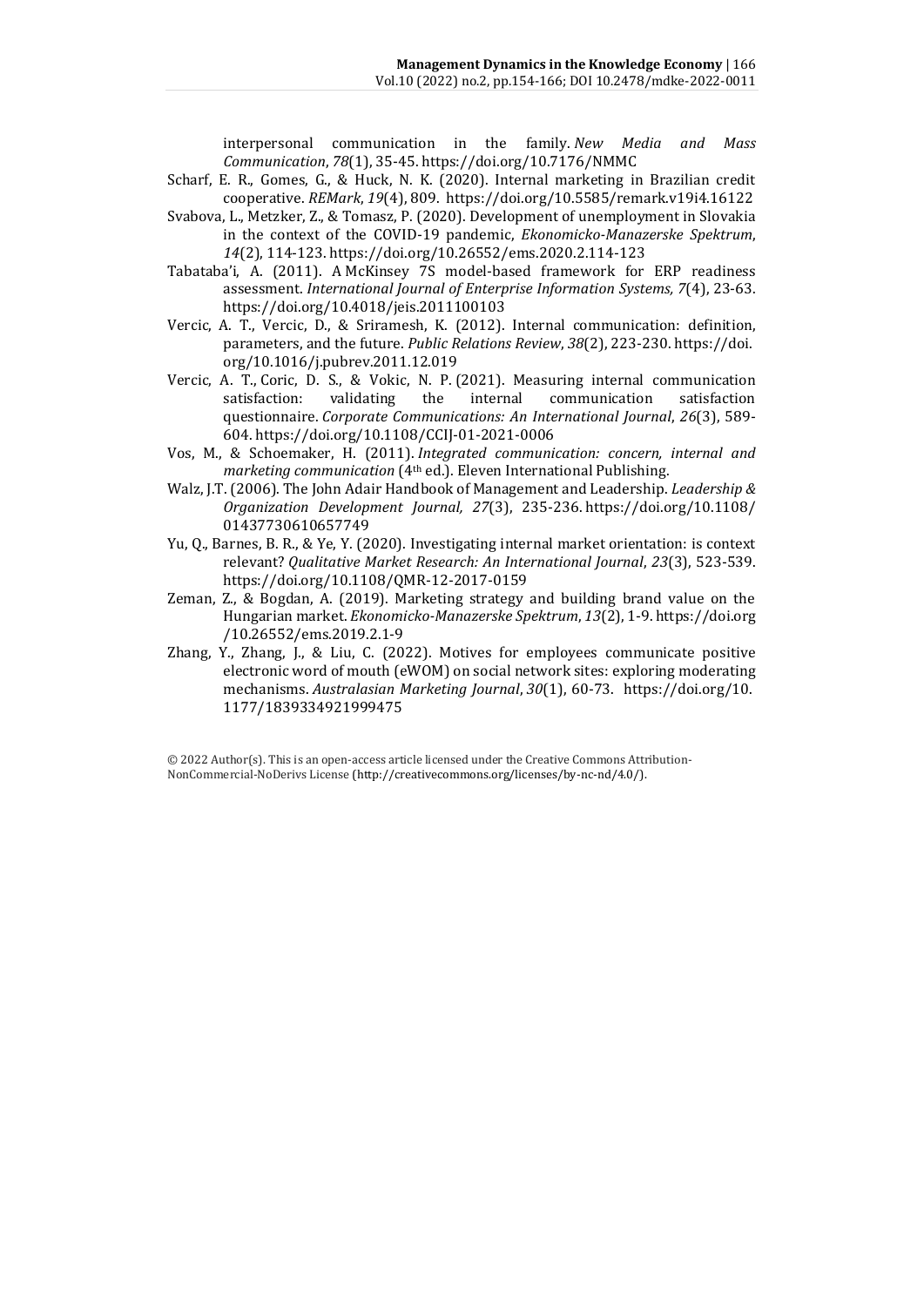interpersonal communication in the family. *New Media and Mass Communication*, *78*(1), 35-45. https://doi.org/10.7176/NMMC

Scharf, E. R., Gomes, G., & Huck, N. K. (2020). Internal marketing in Brazilian credit cooperative. *REMark*, *19*(4), 809. https://doi.org/10.5585/remark.v19i4.16122

Svabova, L., Metzker, Z., & Tomasz, P. (2020). Development of unemployment in Slovakia in the context of the COVID-19 pandemic, *Ekonomicko-Manazerske Spektrum*, *14*(2), 114-123. https://doi.org/10.26552/ems.2020.2.114-123

Tabataba'i, A. (2011). A McKinsey 7S model-based framework for ERP readiness assessment. *International Journal of Enterprise Information Systems, 7*(4), 23-63. https://doi.org/10.4018/jeis.2011100103

Vercic, A. T., Vercic, D., & Sriramesh, K. (2012). Internal communication: definition, parameters, and the future. *Public Relations Review*, *38*(2), 223-230. https://doi.org/10.1016/j.pubrev.2011.12.019

Vercic, A. T., Coric, D. S., & Vokic, N. P. (2021). Measuring internal communication satisfaction: validating the internal communication satisfaction questionnaire. *Corporate Communications: An International Journal*, *26*(3), 589-604. https://doi.org/10.1108/CCIJ-01-2021-0006

Vos, M., & Schoemaker, H. (2011). *Integrated communication: concern, internal and marketing communication* (4th ed.). Eleven International Publishing.

Walz, J.T. (2006). The John Adair Handbook of Management and Leadership. *Leadership & Organization Development Journal, 27*(3), 235-236. https://doi.org/10.1108/01437730610657749

Yu, Q., Barnes, B. R., & Ye, Y. (2020). Investigating internal market orientation: is context relevant? *Qualitative Market Research: An International Journal*, *23*(3), 523-539. https://doi.org/10.1108/QMR-12-2017-0159

Zeman, Z., & Bogdan, A. (2019). Marketing strategy and building brand value on the Hungarian market. *Ekonomicko-Manazerske Spektrum*, *13*(2), 1-9. https://doi.org/10.26552/ems.2019.2.1-9

Zhang, Y., Zhang, J., & Liu, C. (2022). Motives for employees communicate positive electronic word of mouth (eWOM) on social network sites: exploring moderating mechanisms. *Australasian Marketing Journal*, *30*(1), 60-73. https://doi.org/10.1177/1839334921999475

© 2022 Author(s). This is an open-access article licensed under the Creative Commons Attribution-NonCommercial-NoDerivs License (http://creativecommons.org/licenses/by-nc-nd/4.0/).